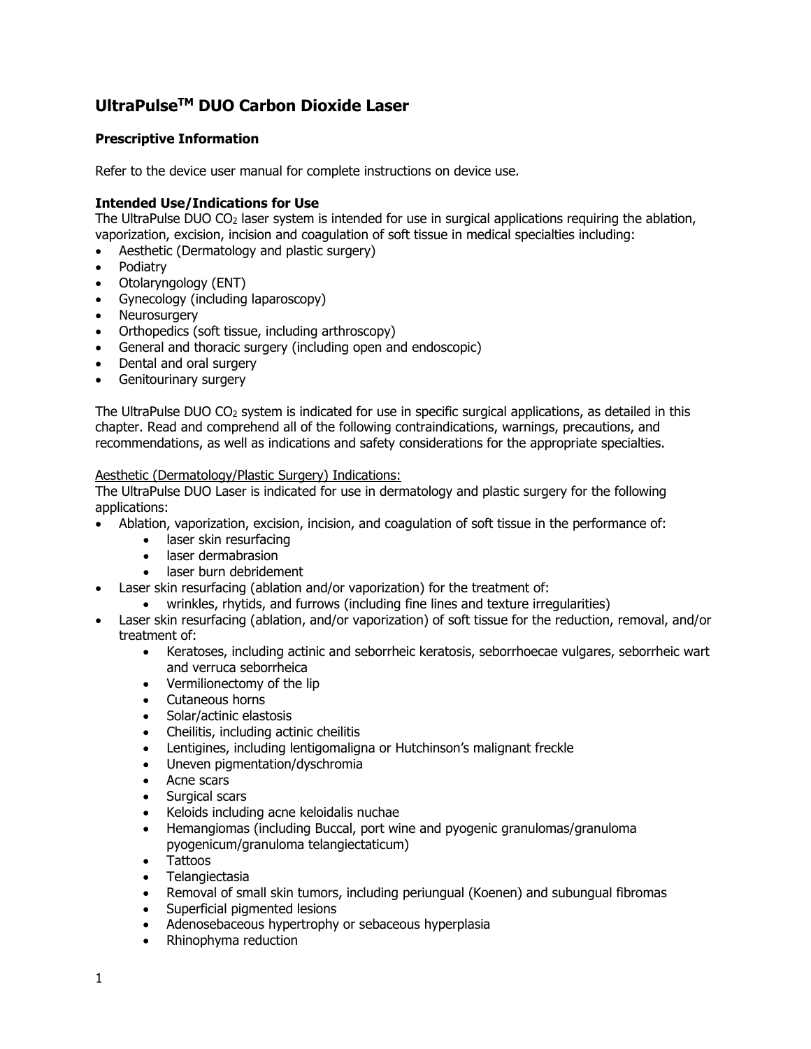# UltraPulse[TM] DUO Carbon Dioxide Laser

## Prescriptive Information

Refer to the device user manual for complete instructions on device use.

### Intended Use/Indications for Use

The UltraPulse DUO $CO_2$ laser system is intended for use in surgical applications requiring the ablation, vaporization, excision, incision and coagulation of soft tissue in medical specialties including:

- Aesthetic (Dermatology and plastic surgery)
- Podiatry
- Otolaryngology (ENT)
- Gynecology (including laparoscopy)
- Neurosurgery
- Orthopedics (soft tissue, including arthroscopy)
- General and thoracic surgery (including open and endoscopic)
- Dental and oral surgery
- Genitourinary surgery

The UltraPulse DUO $CO_2$ system is indicated for use in specific surgical applications, as detailed in this chapter. Read and comprehend all of the following contraindications, warnings, precautions, and recommendations, as well as indications and safety considerations for the appropriate specialties.

<u>Aesthetic (Dermatology/Plastic Surgery) Indications:</u>

The UltraPulse DUO Laser is indicated for use in dermatology and plastic surgery for the following applications:

- Ablation, vaporization, excision, incision, and coagulation of soft tissue in the performance of:
  - laser skin resurfacing
  - laser dermabrasion
  - laser burn debridement
- Laser skin resurfacing (ablation and/or vaporization) for the treatment of:
  - wrinkles, rhytids, and furrows (including fine lines and texture irregularities)
- Laser skin resurfacing (ablation, and/or vaporization) of soft tissue for the reduction, removal, and/or treatment of:
  - Keratoses, including actinic and seborrheic keratosis, seborrhoecae vulgares, seborrheic wart and verruca seborrheica
  - Vermilionectomy of the lip
  - Cutaneous horns
  - Solar/actinic elastosis
  - Cheilitis, including actinic cheilitis
  - Lentigines, including lentigomaligna or Hutchinson's malignant freckle
  - Uneven pigmentation/dyschromia
  - Acne scars
  - Surgical scars
  - Keloids including acne keloidalis nuchae
  - Hemangiomas (including Buccal, port wine and pyogenic granulomas/granuloma pyogenicum/granuloma telangiectaticum)
  - Tattoos
  - Telangiectasia
  - Removal of small skin tumors, including periungual (Koenen) and subungual fibromas
  - Superficial pigmented lesions
  - Adenosebaceous hypertrophy or sebaceous hyperplasia
  - Rhinophyma reduction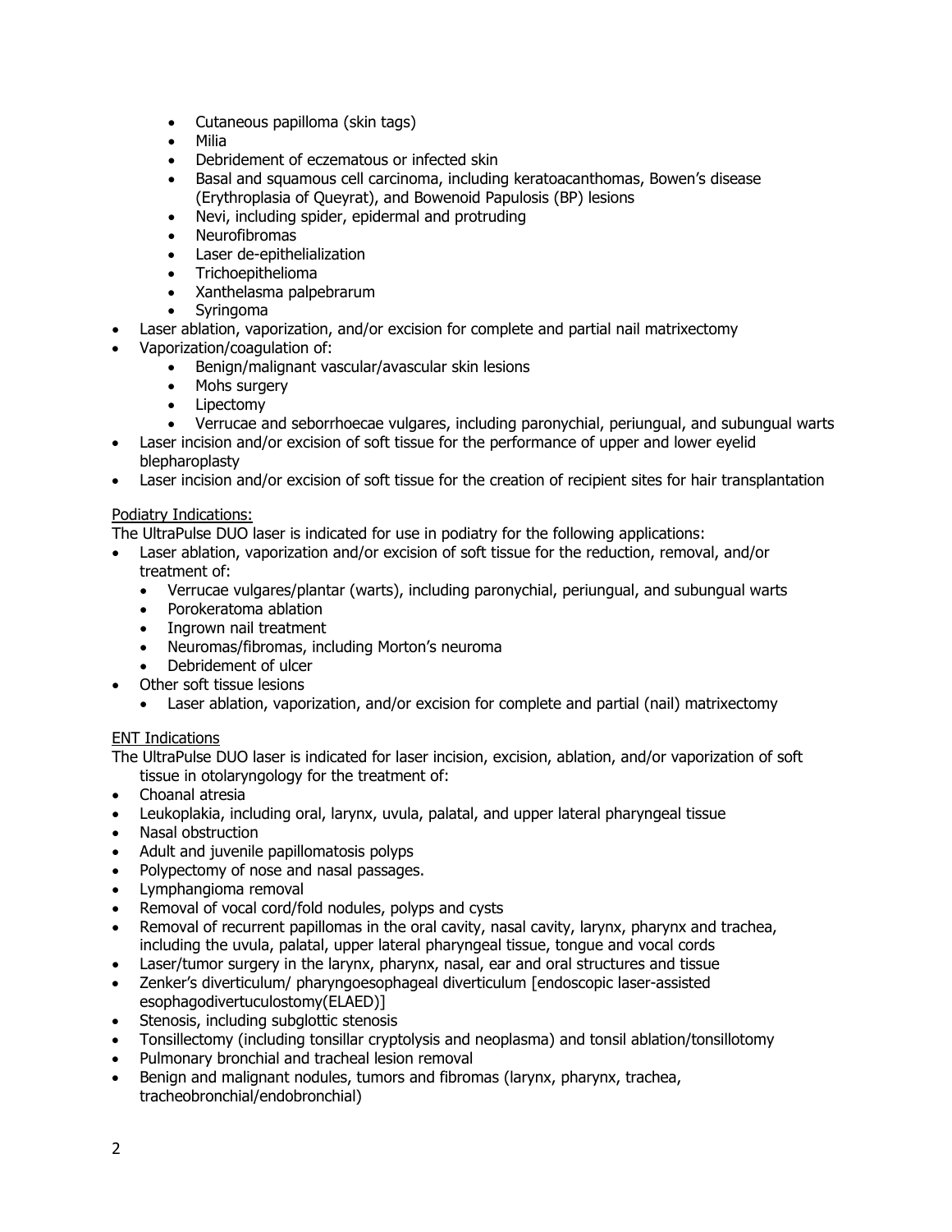- Cutaneous papilloma (skin tags)
    - Milia
    - Debridement of eczematous or infected skin
    - Basal and squamous cell carcinoma, including keratoacanthomas, Bowen's disease (Erythroplasia of Queyrat), and Bowenoid Papulosis (BP) lesions
    - Nevi, including spider, epidermal and protruding
    - Neurofibromas
    - Laser de-epithelialization
    - Trichoepithelioma
    - Xanthelasma palpebrarum
    - Syringoma
- Laser ablation, vaporization, and/or excision for complete and partial nail matrixectomy
- Vaporization/coagulation of:
    - Benign/malignant vascular/avascular skin lesions
    - Mohs surgery
    - Lipectomy
    - Verrucae and seborrhoecae vulgares, including paronychial, periungual, and subungual warts
- Laser incision and/or excision of soft tissue for the performance of upper and lower eyelid blepharoplasty
- Laser incision and/or excision of soft tissue for the creation of recipient sites for hair transplantation

<u>Podiatry Indications:</u>

The UltraPulse DUO laser is indicated for use in podiatry for the following applications:

- Laser ablation, vaporization and/or excision of soft tissue for the reduction, removal, and/or treatment of:
    - Verrucae vulgares/plantar (warts), including paronychial, periungual, and subungual warts
    - Porokeratoma ablation
    - Ingrown nail treatment
    - Neuromas/fibromas, including Morton's neuroma
    - Debridement of ulcer
- Other soft tissue lesions
    - Laser ablation, vaporization, and/or excision for complete and partial (nail) matrixectomy

<u>ENT Indications</u>

The UltraPulse DUO laser is indicated for laser incision, excision, ablation, and/or vaporization of soft tissue in otolaryngology for the treatment of:

- Choanal atresia
- Leukoplakia, including oral, larynx, uvula, palatal, and upper lateral pharyngeal tissue
- Nasal obstruction
- Adult and juvenile papillomatosis polyps
- Polypectomy of nose and nasal passages.
- Lymphangioma removal
- Removal of vocal cord/fold nodules, polyps and cysts
- Removal of recurrent papillomas in the oral cavity, nasal cavity, larynx, pharynx and trachea, including the uvula, palatal, upper lateral pharyngeal tissue, tongue and vocal cords
- Laser/tumor surgery in the larynx, pharynx, nasal, ear and oral structures and tissue
- Zenker's diverticulum/ pharyngoesophageal diverticulum [endoscopic laser-assisted esophagodivertuculostomy(ELAED)]
- Stenosis, including subglottic stenosis
- Tonsillectomy (including tonsillar cryptolysis and neoplasma) and tonsil ablation/tonsillotomy
- Pulmonary bronchial and tracheal lesion removal
- Benign and malignant nodules, tumors and fibromas (larynx, pharynx, trachea, tracheobronchial/endobronchial)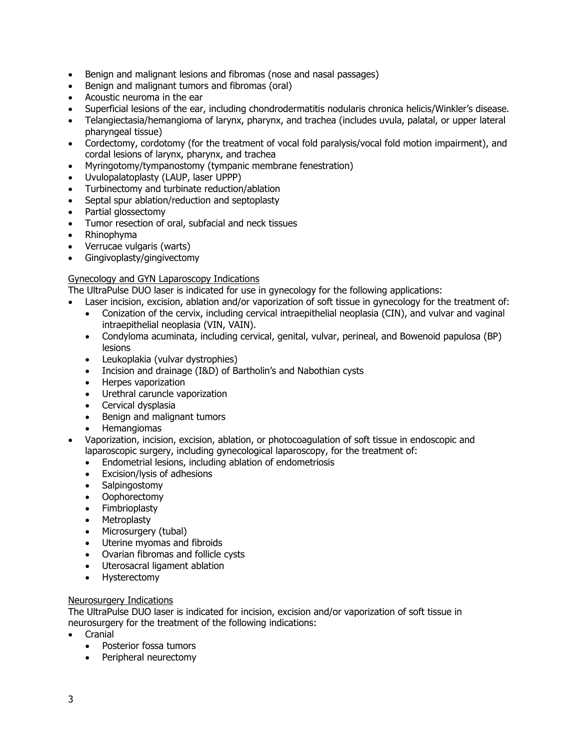- Benign and malignant lesions and fibromas (nose and nasal passages)
- Benign and malignant tumors and fibromas (oral)
- Acoustic neuroma in the ear
- Superficial lesions of the ear, including chondrodermatitis nodularis chronica helicis/Winkler's disease.
- Telangiectasia/hemangioma of larynx, pharynx, and trachea (includes uvula, palatal, or upper lateral pharyngeal tissue)
- Cordectomy, cordotomy (for the treatment of vocal fold paralysis/vocal fold motion impairment), and cordal lesions of larynx, pharynx, and trachea
- Myringotomy/tympanostomy (tympanic membrane fenestration)
- Uvulopalatoplasty (LAUP, laser UPPP)
- Turbinectomy and turbinate reduction/ablation
- Septal spur ablation/reduction and septoplasty
- Partial glossectomy
- Tumor resection of oral, subfacial and neck tissues
- Rhinophyma
- Verrucae vulgaris (warts)
- Gingivoplasty/gingivectomy

Gynecology and GYN Laparoscopy Indications

The UltraPulse DUO laser is indicated for use in gynecology for the following applications:

- Laser incision, excision, ablation and/or vaporization of soft tissue in gynecology for the treatment of:
  - Conization of the cervix, including cervical intraepithelial neoplasia (CIN), and vulvar and vaginal intraepithelial neoplasia (VIN, VAIN).
  - Condyloma acuminata, including cervical, genital, vulvar, perineal, and Bowenoid papulosa (BP) lesions
  - Leukoplakia (vulvar dystrophies)
  - Incision and drainage (I&D) of Bartholin's and Nabothian cysts
  - Herpes vaporization
  - Urethral caruncle vaporization
  - Cervical dysplasia
  - Benign and malignant tumors
  - Hemangiomas
- Vaporization, incision, excision, ablation, or photocoagulation of soft tissue in endoscopic and laparoscopic surgery, including gynecological laparoscopy, for the treatment of:
  - Endometrial lesions, including ablation of endometriosis
  - Excision/lysis of adhesions
  - Salpingostomy
  - Oophorectomy
  - Fimbrioplasty
  - Metroplasty
  - Microsurgery (tubal)
  - Uterine myomas and fibroids
  - Ovarian fibromas and follicle cysts
  - Uterosacral ligament ablation
  - Hysterectomy

Neurosurgery Indications

The UltraPulse DUO laser is indicated for incision, excision and/or vaporization of soft tissue in neurosurgery for the treatment of the following indications:

- Cranial
  - Posterior fossa tumors
  - Peripheral neurectomy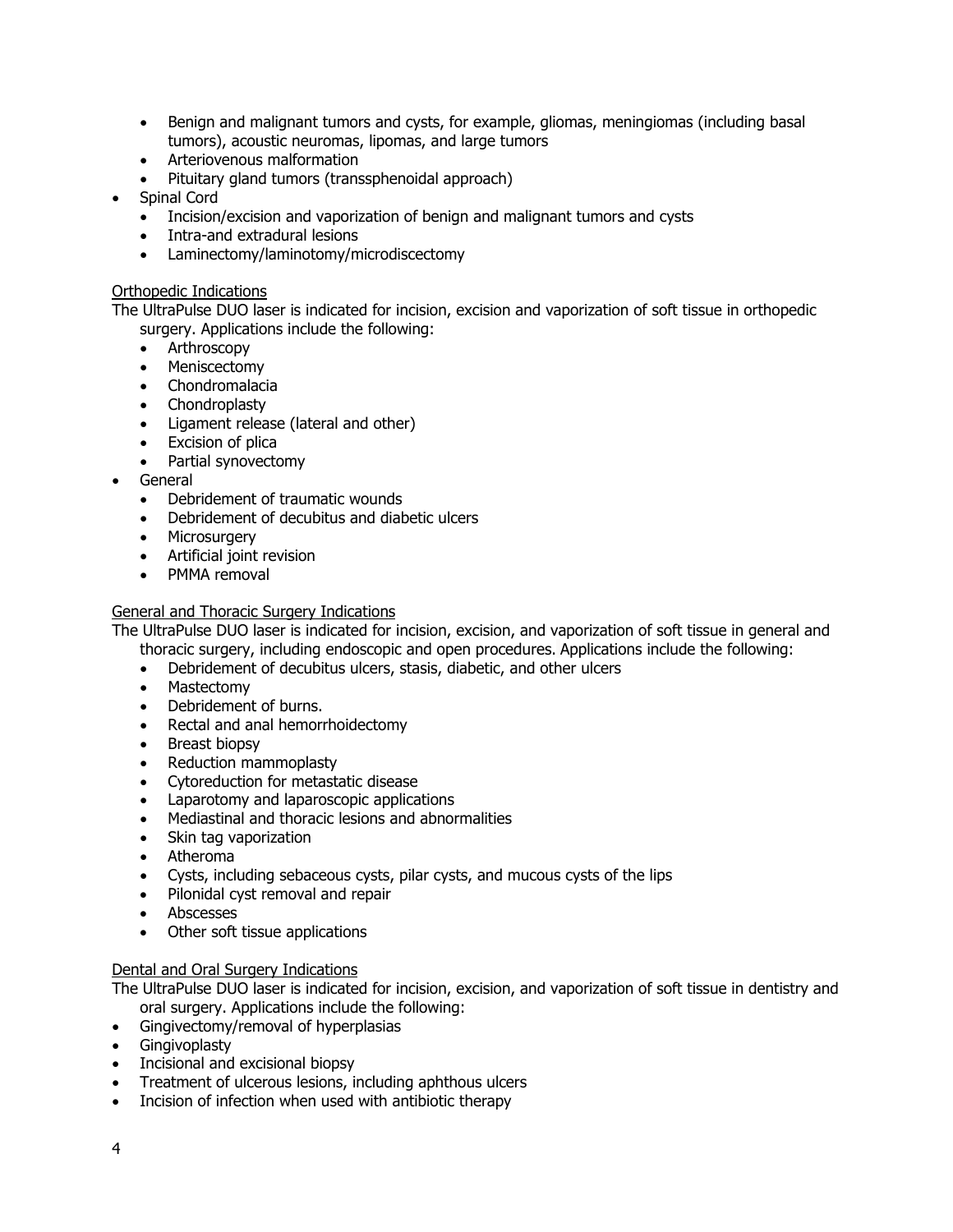- Benign and malignant tumors and cysts, for example, gliomas, meningiomas (including basal tumors), acoustic neuromas, lipomas, and large tumors
- Arteriovenous malformation
- Pituitary gland tumors (transsphenoidal approach)

- Spinal Cord
  - Incision/excision and vaporization of benign and malignant tumors and cysts
  - Intra-and extradural lesions
  - Laminectomy/laminotomy/microdiscectomy

Orthopedic Indications

The UltraPulse DUO laser is indicated for incision, excision and vaporization of soft tissue in orthopedic surgery. Applications include the following:

- Arthroscopy
- Meniscectomy
- Chondromalacia
- Chondroplasty
- Ligament release (lateral and other)
- Excision of plica
- Partial synovectomy

- General
  - Debridement of traumatic wounds
  - Debridement of decubitus and diabetic ulcers
  - Microsurgery
  - Artificial joint revision
  - PMMA removal

General and Thoracic Surgery Indications

The UltraPulse DUO laser is indicated for incision, excision, and vaporization of soft tissue in general and thoracic surgery, including endoscopic and open procedures. Applications include the following:

- Debridement of decubitus ulcers, stasis, diabetic, and other ulcers
- Mastectomy
- Debridement of burns.
- Rectal and anal hemorrhoidectomy
- Breast biopsy
- Reduction mammoplasty
- Cytoreduction for metastatic disease
- Laparotomy and laparoscopic applications
- Mediastinal and thoracic lesions and abnormalities
- Skin tag vaporization
- Atheroma
- Cysts, including sebaceous cysts, pilar cysts, and mucous cysts of the lips
- Pilonidal cyst removal and repair
- Abscesses
- Other soft tissue applications

Dental and Oral Surgery Indications

The UltraPulse DUO laser is indicated for incision, excision, and vaporization of soft tissue in dentistry and oral surgery. Applications include the following:

- Gingivectomy/removal of hyperplasias
- Gingivoplasty
- Incisional and excisional biopsy
- Treatment of ulcerous lesions, including aphthous ulcers
- Incision of infection when used with antibiotic therapy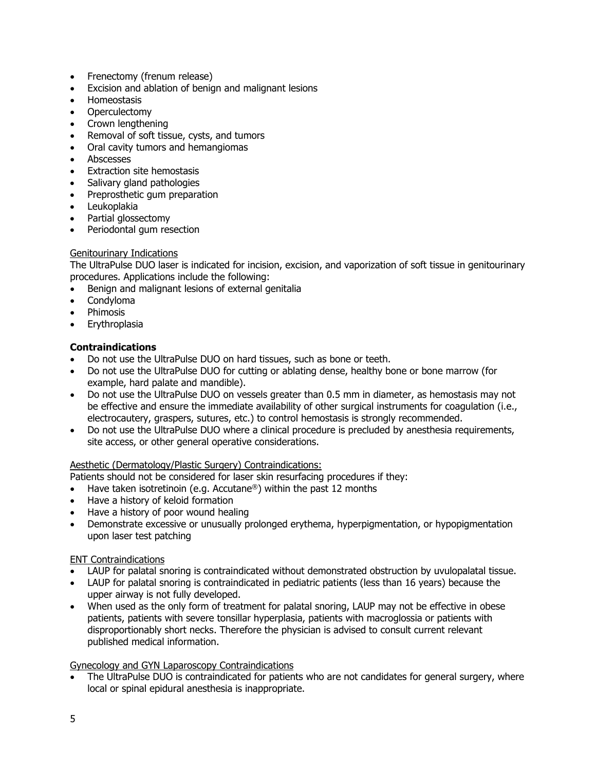- Frenectomy (frenum release)
- Excision and ablation of benign and malignant lesions
- Homeostasis
- Operculectomy
- Crown lengthening
- Removal of soft tissue, cysts, and tumors
- Oral cavity tumors and hemangiomas
- Abscesses
- Extraction site hemostasis
- Salivary gland pathologies
- Preprosthetic gum preparation
- Leukoplakia
- Partial glossectomy
- Periodontal gum resection

Genitourinary Indications

The UltraPulse DUO laser is indicated for incision, excision, and vaporization of soft tissue in genitourinary procedures. Applications include the following:

- Benign and malignant lesions of external genitalia
- Condyloma
- Phimosis
- Erythroplasia

**Contraindications**

- Do not use the UltraPulse DUO on hard tissues, such as bone or teeth.
- Do not use the UltraPulse DUO for cutting or ablating dense, healthy bone or bone marrow (for example, hard palate and mandible).
- Do not use the UltraPulse DUO on vessels greater than 0.5 mm in diameter, as hemostasis may not be effective and ensure the immediate availability of other surgical instruments for coagulation (i.e., electrocautery, graspers, sutures, etc.) to control hemostasis is strongly recommended.
- Do not use the UltraPulse DUO where a clinical procedure is precluded by anesthesia requirements, site access, or other general operative considerations.

Aesthetic (Dermatology/Plastic Surgery) Contraindications:

Patients should not be considered for laser skin resurfacing procedures if they:

- Have taken isotretinoin (e.g. Accutane®) within the past 12 months
- Have a history of keloid formation
- Have a history of poor wound healing
- Demonstrate excessive or unusually prolonged erythema, hyperpigmentation, or hypopigmentation upon laser test patching

ENT Contraindications

- LAUP for palatal snoring is contraindicated without demonstrated obstruction by uvulopalatal tissue.
- LAUP for palatal snoring is contraindicated in pediatric patients (less than 16 years) because the upper airway is not fully developed.
- When used as the only form of treatment for palatal snoring, LAUP may not be effective in obese patients, patients with severe tonsillar hyperplasia, patients with macroglossia or patients with disproportionably short necks. Therefore the physician is advised to consult current relevant published medical information.

Gynecology and GYN Laparoscopy Contraindications

- The UltraPulse DUO is contraindicated for patients who are not candidates for general surgery, where local or spinal epidural anesthesia is inappropriate.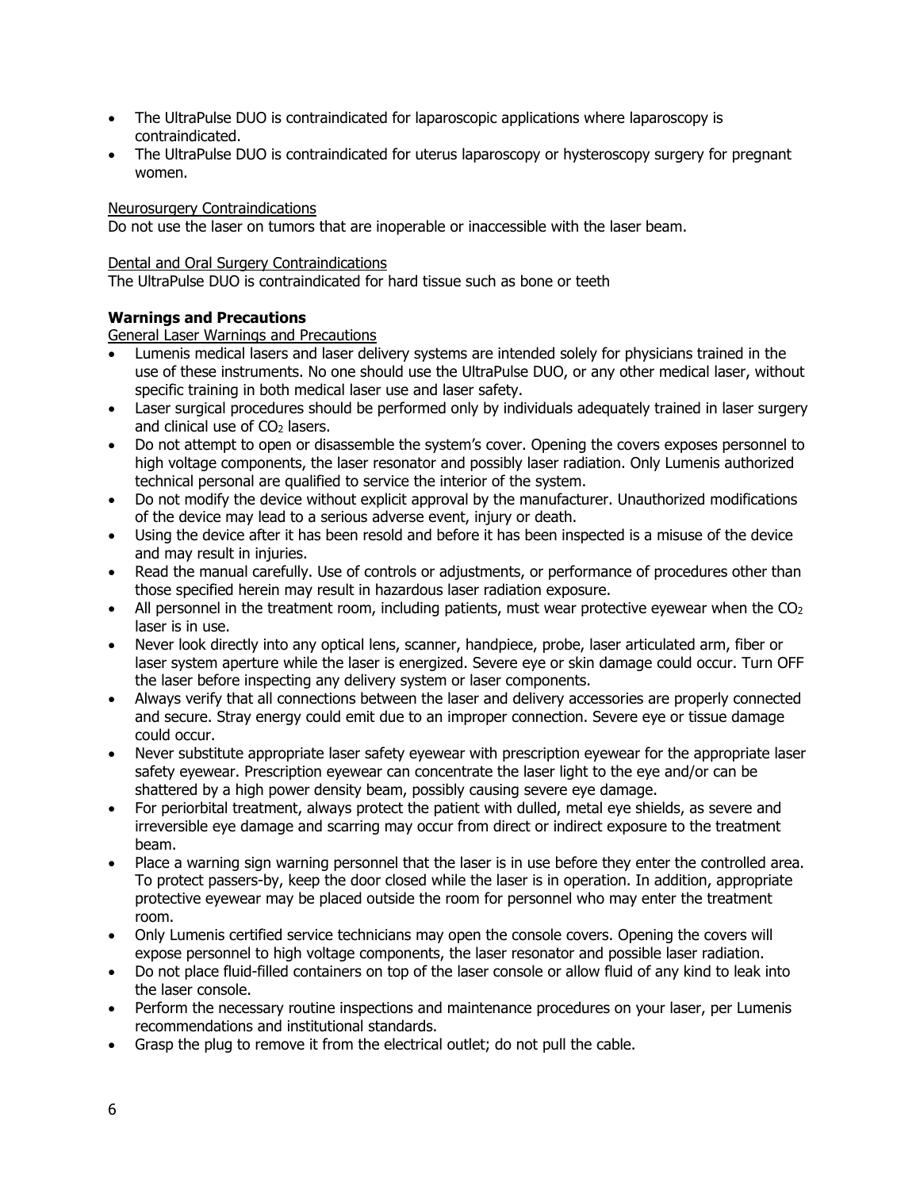- The UltraPulse DUO is contraindicated for laparoscopic applications where laparoscopy is contraindicated.
- The UltraPulse DUO is contraindicated for uterus laparoscopy or hysteroscopy surgery for pregnant women.

Neurosurgery Contraindications

Do not use the laser on tumors that are inoperable or inaccessible with the laser beam.

Dental and Oral Surgery Contraindications

The UltraPulse DUO is contraindicated for hard tissue such as bone or teeth

**Warnings and Precautions**

General Laser Warnings and Precautions

- Lumenis medical lasers and laser delivery systems are intended solely for physicians trained in the use of these instruments. No one should use the UltraPulse DUO, or any other medical laser, without specific training in both medical laser use and laser safety.
- Laser surgical procedures should be performed only by individuals adequately trained in laser surgery and clinical use of $CO_2$ lasers.
- Do not attempt to open or disassemble the system's cover. Opening the covers exposes personnel to high voltage components, the laser resonator and possibly laser radiation. Only Lumenis authorized technical personal are qualified to service the interior of the system.
- Do not modify the device without explicit approval by the manufacturer. Unauthorized modifications of the device may lead to a serious adverse event, injury or death.
- Using the device after it has been resold and before it has been inspected is a misuse of the device and may result in injuries.
- Read the manual carefully. Use of controls or adjustments, or performance of procedures other than those specified herein may result in hazardous laser radiation exposure.
- All personnel in the treatment room, including patients, must wear protective eyewear when the $CO_2$ laser is in use.
- Never look directly into any optical lens, scanner, handpiece, probe, laser articulated arm, fiber or laser system aperture while the laser is energized. Severe eye or skin damage could occur. Turn OFF the laser before inspecting any delivery system or laser components.
- Always verify that all connections between the laser and delivery accessories are properly connected and secure. Stray energy could emit due to an improper connection. Severe eye or tissue damage could occur.
- Never substitute appropriate laser safety eyewear with prescription eyewear for the appropriate laser safety eyewear. Prescription eyewear can concentrate the laser light to the eye and/or can be shattered by a high power density beam, possibly causing severe eye damage.
- For periorbital treatment, always protect the patient with dulled, metal eye shields, as severe and irreversible eye damage and scarring may occur from direct or indirect exposure to the treatment beam.
- Place a warning sign warning personnel that the laser is in use before they enter the controlled area. To protect passers-by, keep the door closed while the laser is in operation. In addition, appropriate protective eyewear may be placed outside the room for personnel who may enter the treatment room.
- Only Lumenis certified service technicians may open the console covers. Opening the covers will expose personnel to high voltage components, the laser resonator and possible laser radiation.
- Do not place fluid-filled containers on top of the laser console or allow fluid of any kind to leak into the laser console.
- Perform the necessary routine inspections and maintenance procedures on your laser, per Lumenis recommendations and institutional standards.
- Grasp the plug to remove it from the electrical outlet; do not pull the cable.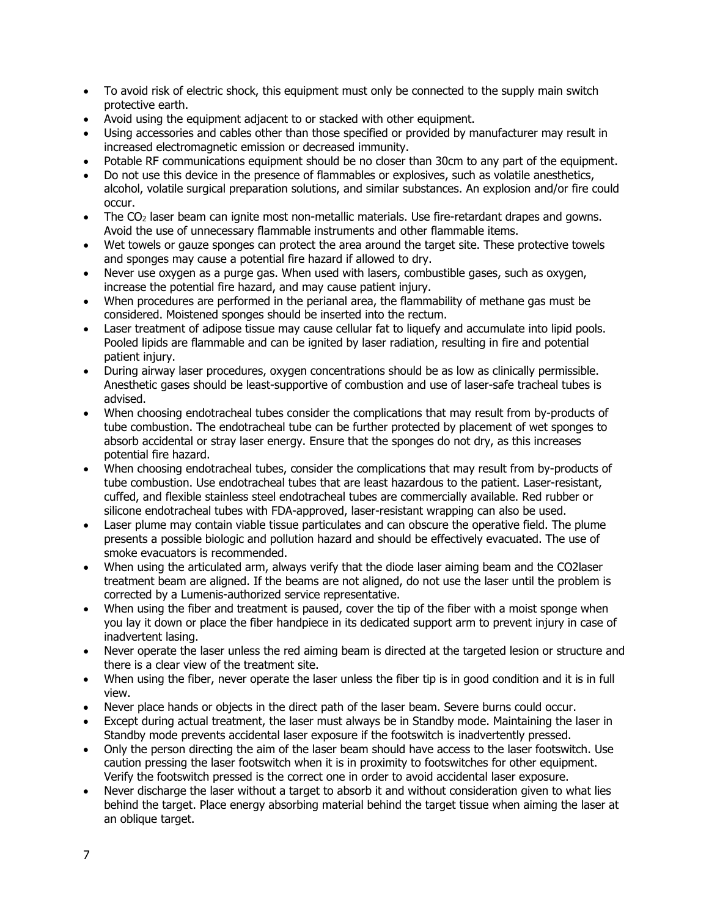- To avoid risk of electric shock, this equipment must only be connected to the supply main switch protective earth.
- Avoid using the equipment adjacent to or stacked with other equipment.
- Using accessories and cables other than those specified or provided by manufacturer may result in increased electromagnetic emission or decreased immunity.
- Potable RF communications equipment should be no closer than 30cm to any part of the equipment.
- Do not use this device in the presence of flammables or explosives, such as volatile anesthetics, alcohol, volatile surgical preparation solutions, and similar substances. An explosion and/or fire could occur.
- The $CO_2$ laser beam can ignite most non-metallic materials. Use fire-retardant drapes and gowns. Avoid the use of unnecessary flammable instruments and other flammable items.
- Wet towels or gauze sponges can protect the area around the target site. These protective towels and sponges may cause a potential fire hazard if allowed to dry.
- Never use oxygen as a purge gas. When used with lasers, combustible gases, such as oxygen, increase the potential fire hazard, and may cause patient injury.
- When procedures are performed in the perianal area, the flammability of methane gas must be considered. Moistened sponges should be inserted into the rectum.
- Laser treatment of adipose tissue may cause cellular fat to liquefy and accumulate into lipid pools. Pooled lipids are flammable and can be ignited by laser radiation, resulting in fire and potential patient injury.
- During airway laser procedures, oxygen concentrations should be as low as clinically permissible. Anesthetic gases should be least-supportive of combustion and use of laser-safe tracheal tubes is advised.
- When choosing endotracheal tubes consider the complications that may result from by-products of tube combustion. The endotracheal tube can be further protected by placement of wet sponges to absorb accidental or stray laser energy. Ensure that the sponges do not dry, as this increases potential fire hazard.
- When choosing endotracheal tubes, consider the complications that may result from by-products of tube combustion. Use endotracheal tubes that are least hazardous to the patient. Laser-resistant, cuffed, and flexible stainless steel endotracheal tubes are commercially available. Red rubber or silicone endotracheal tubes with FDA-approved, laser-resistant wrapping can also be used.
- Laser plume may contain viable tissue particulates and can obscure the operative field. The plume presents a possible biologic and pollution hazard and should be effectively evacuated. The use of smoke evacuators is recommended.
- When using the articulated arm, always verify that the diode laser aiming beam and the CO2laser treatment beam are aligned. If the beams are not aligned, do not use the laser until the problem is corrected by a Lumenis-authorized service representative.
- When using the fiber and treatment is paused, cover the tip of the fiber with a moist sponge when you lay it down or place the fiber handpiece in its dedicated support arm to prevent injury in case of inadvertent lasing.
- Never operate the laser unless the red aiming beam is directed at the targeted lesion or structure and there is a clear view of the treatment site.
- When using the fiber, never operate the laser unless the fiber tip is in good condition and it is in full view.
- Never place hands or objects in the direct path of the laser beam. Severe burns could occur.
- Except during actual treatment, the laser must always be in Standby mode. Maintaining the laser in Standby mode prevents accidental laser exposure if the footswitch is inadvertently pressed.
- Only the person directing the aim of the laser beam should have access to the laser footswitch. Use caution pressing the laser footswitch when it is in proximity to footswitches for other equipment. Verify the footswitch pressed is the correct one in order to avoid accidental laser exposure.
- Never discharge the laser without a target to absorb it and without consideration given to what lies behind the target. Place energy absorbing material behind the target tissue when aiming the laser at an oblique target.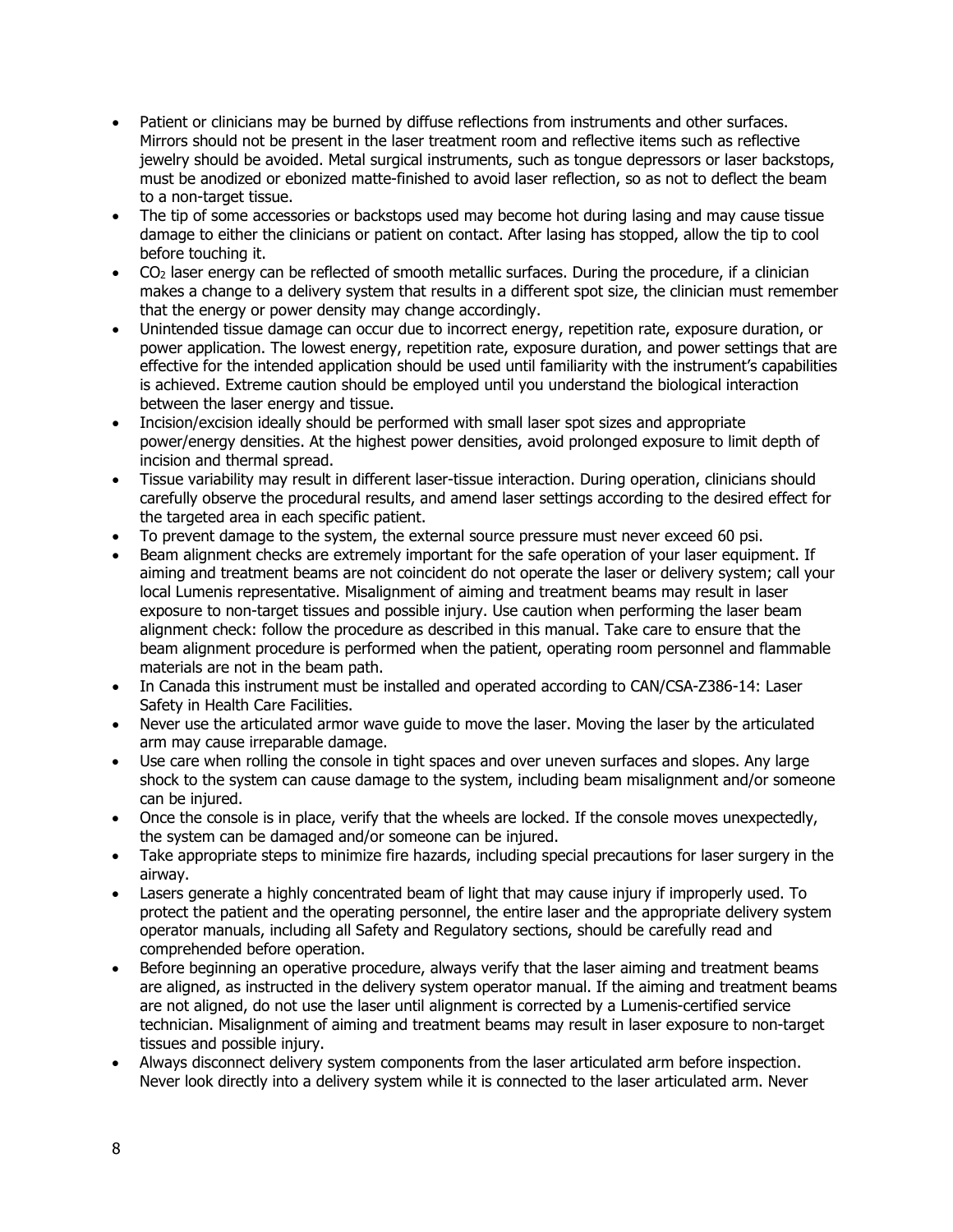- Patient or clinicians may be burned by diffuse reflections from instruments and other surfaces. Mirrors should not be present in the laser treatment room and reflective items such as reflective jewelry should be avoided. Metal surgical instruments, such as tongue depressors or laser backstops, must be anodized or ebonized matte-finished to avoid laser reflection, so as not to deflect the beam to a non-target tissue.
- The tip of some accessories or backstops used may become hot during lasing and may cause tissue damage to either the clinicians or patient on contact. After lasing has stopped, allow the tip to cool before touching it.
- $CO_2$ laser energy can be reflected of smooth metallic surfaces. During the procedure, if a clinician makes a change to a delivery system that results in a different spot size, the clinician must remember that the energy or power density may change accordingly.
- Unintended tissue damage can occur due to incorrect energy, repetition rate, exposure duration, or power application. The lowest energy, repetition rate, exposure duration, and power settings that are effective for the intended application should be used until familiarity with the instrument's capabilities is achieved. Extreme caution should be employed until you understand the biological interaction between the laser energy and tissue.
- Incision/excision ideally should be performed with small laser spot sizes and appropriate power/energy densities. At the highest power densities, avoid prolonged exposure to limit depth of incision and thermal spread.
- Tissue variability may result in different laser-tissue interaction. During operation, clinicians should carefully observe the procedural results, and amend laser settings according to the desired effect for the targeted area in each specific patient.
- To prevent damage to the system, the external source pressure must never exceed 60 psi.
- Beam alignment checks are extremely important for the safe operation of your laser equipment. If aiming and treatment beams are not coincident do not operate the laser or delivery system; call your local Lumenis representative. Misalignment of aiming and treatment beams may result in laser exposure to non-target tissues and possible injury. Use caution when performing the laser beam alignment check: follow the procedure as described in this manual. Take care to ensure that the beam alignment procedure is performed when the patient, operating room personnel and flammable materials are not in the beam path.
- In Canada this instrument must be installed and operated according to CAN/CSA-Z386-14: Laser Safety in Health Care Facilities.
- Never use the articulated armor wave guide to move the laser. Moving the laser by the articulated arm may cause irreparable damage.
- Use care when rolling the console in tight spaces and over uneven surfaces and slopes. Any large shock to the system can cause damage to the system, including beam misalignment and/or someone can be injured.
- Once the console is in place, verify that the wheels are locked. If the console moves unexpectedly, the system can be damaged and/or someone can be injured.
- Take appropriate steps to minimize fire hazards, including special precautions for laser surgery in the airway.
- Lasers generate a highly concentrated beam of light that may cause injury if improperly used. To protect the patient and the operating personnel, the entire laser and the appropriate delivery system operator manuals, including all Safety and Regulatory sections, should be carefully read and comprehended before operation.
- Before beginning an operative procedure, always verify that the laser aiming and treatment beams are aligned, as instructed in the delivery system operator manual. If the aiming and treatment beams are not aligned, do not use the laser until alignment is corrected by a Lumenis-certified service technician. Misalignment of aiming and treatment beams may result in laser exposure to non-target tissues and possible injury.
- Always disconnect delivery system components from the laser articulated arm before inspection. Never look directly into a delivery system while it is connected to the laser articulated arm. Never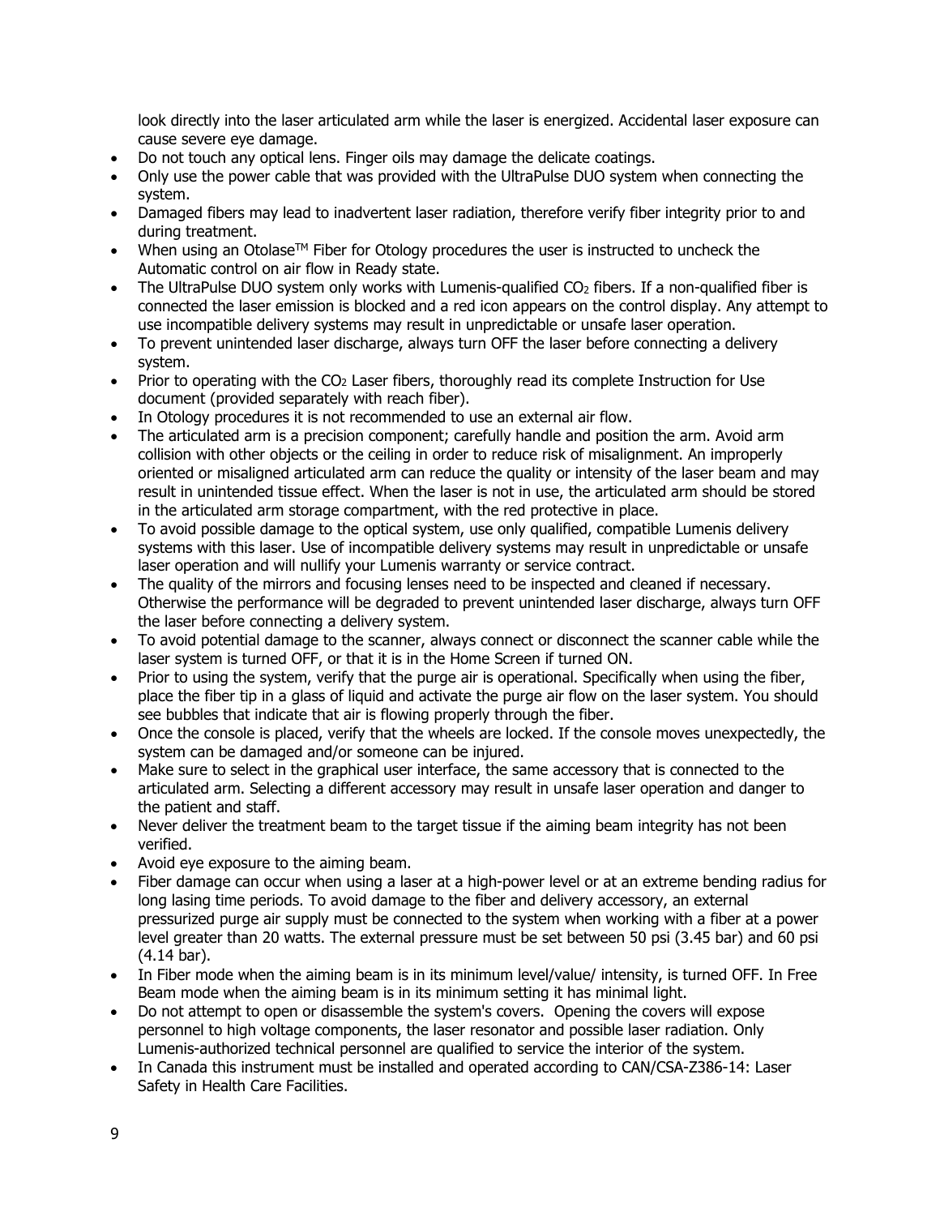look directly into the laser articulated arm while the laser is energized. Accidental laser exposure can cause severe eye damage.

- Do not touch any optical lens. Finger oils may damage the delicate coatings.
- Only use the power cable that was provided with the UltraPulse DUO system when connecting the system.
- Damaged fibers may lead to inadvertent laser radiation, therefore verify fiber integrity prior to and during treatment.
- When using an Otolase™ Fiber for Otology procedures the user is instructed to uncheck the Automatic control on air flow in Ready state.
- The UltraPulse DUO system only works with Lumenis-qualified $CO_2$ fibers. If a non-qualified fiber is connected the laser emission is blocked and a red icon appears on the control display. Any attempt to use incompatible delivery systems may result in unpredictable or unsafe laser operation.
- To prevent unintended laser discharge, always turn OFF the laser before connecting a delivery system.
- Prior to operating with the $CO_2$ Laser fibers, thoroughly read its complete Instruction for Use document (provided separately with reach fiber).
- In Otology procedures it is not recommended to use an external air flow.
- The articulated arm is a precision component; carefully handle and position the arm. Avoid arm collision with other objects or the ceiling in order to reduce risk of misalignment. An improperly oriented or misaligned articulated arm can reduce the quality or intensity of the laser beam and may result in unintended tissue effect. When the laser is not in use, the articulated arm should be stored in the articulated arm storage compartment, with the red protective in place.
- To avoid possible damage to the optical system, use only qualified, compatible Lumenis delivery systems with this laser. Use of incompatible delivery systems may result in unpredictable or unsafe laser operation and will nullify your Lumenis warranty or service contract.
- The quality of the mirrors and focusing lenses need to be inspected and cleaned if necessary. Otherwise the performance will be degraded to prevent unintended laser discharge, always turn OFF the laser before connecting a delivery system.
- To avoid potential damage to the scanner, always connect or disconnect the scanner cable while the laser system is turned OFF, or that it is in the Home Screen if turned ON.
- Prior to using the system, verify that the purge air is operational. Specifically when using the fiber, place the fiber tip in a glass of liquid and activate the purge air flow on the laser system. You should see bubbles that indicate that air is flowing properly through the fiber.
- Once the console is placed, verify that the wheels are locked. If the console moves unexpectedly, the system can be damaged and/or someone can be injured.
- Make sure to select in the graphical user interface, the same accessory that is connected to the articulated arm. Selecting a different accessory may result in unsafe laser operation and danger to the patient and staff.
- Never deliver the treatment beam to the target tissue if the aiming beam integrity has not been verified.
- Avoid eye exposure to the aiming beam.
- Fiber damage can occur when using a laser at a high-power level or at an extreme bending radius for long lasing time periods. To avoid damage to the fiber and delivery accessory, an external pressurized purge air supply must be connected to the system when working with a fiber at a power level greater than 20 watts. The external pressure must be set between 50 psi (3.45 bar) and 60 psi (4.14 bar).
- In Fiber mode when the aiming beam is in its minimum level/value/ intensity, is turned OFF. In Free Beam mode when the aiming beam is in its minimum setting it has minimal light.
- Do not attempt to open or disassemble the system's covers. Opening the covers will expose personnel to high voltage components, the laser resonator and possible laser radiation. Only Lumenis-authorized technical personnel are qualified to service the interior of the system.
- In Canada this instrument must be installed and operated according to CAN/CSA-Z386-14: Laser Safety in Health Care Facilities.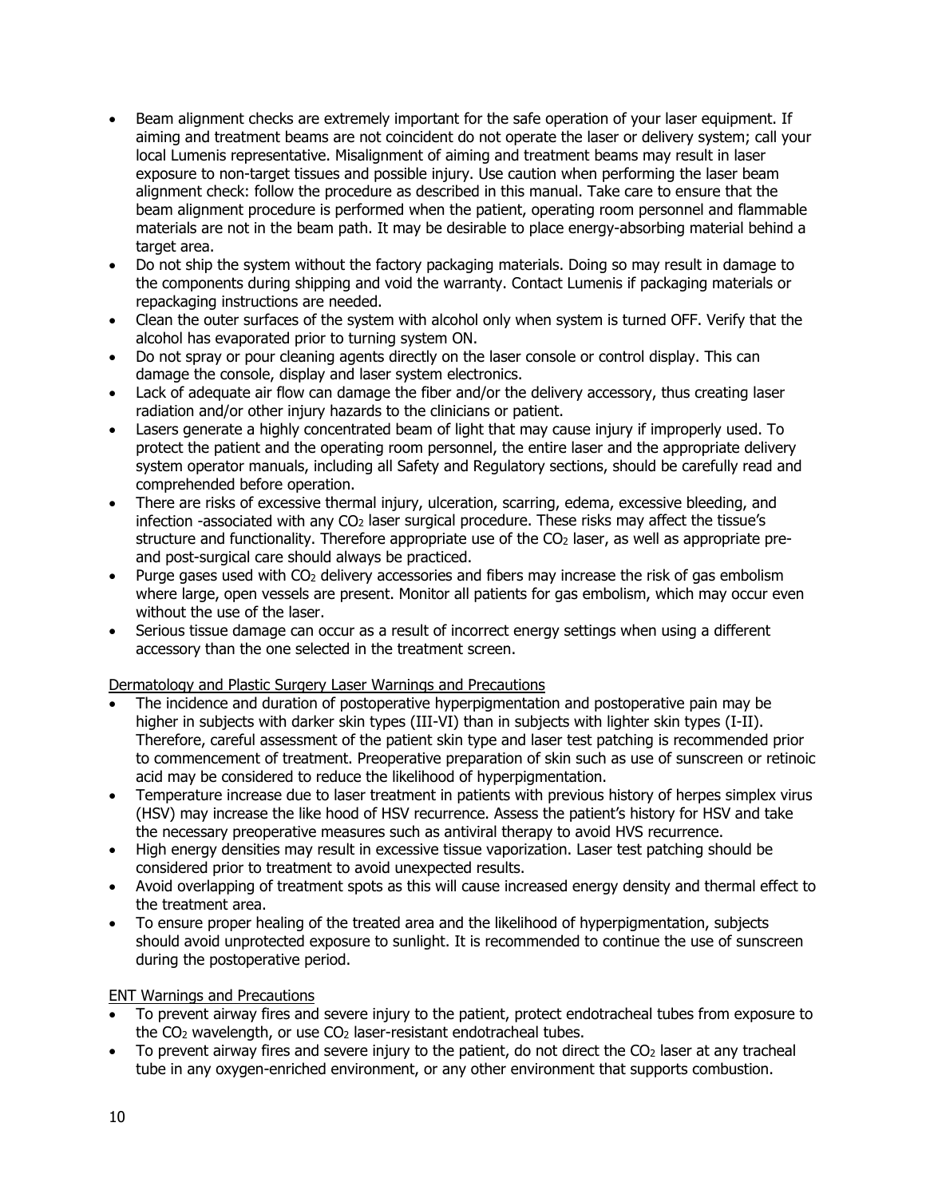- Beam alignment checks are extremely important for the safe operation of your laser equipment. If aiming and treatment beams are not coincident do not operate the laser or delivery system; call your local Lumenis representative. Misalignment of aiming and treatment beams may result in laser exposure to non-target tissues and possible injury. Use caution when performing the laser beam alignment check: follow the procedure as described in this manual. Take care to ensure that the beam alignment procedure is performed when the patient, operating room personnel and flammable materials are not in the beam path. It may be desirable to place energy-absorbing material behind a target area.
- Do not ship the system without the factory packaging materials. Doing so may result in damage to the components during shipping and void the warranty. Contact Lumenis if packaging materials or repackaging instructions are needed.
- Clean the outer surfaces of the system with alcohol only when system is turned OFF. Verify that the alcohol has evaporated prior to turning system ON.
- Do not spray or pour cleaning agents directly on the laser console or control display. This can damage the console, display and laser system electronics.
- Lack of adequate air flow can damage the fiber and/or the delivery accessory, thus creating laser radiation and/or other injury hazards to the clinicians or patient.
- Lasers generate a highly concentrated beam of light that may cause injury if improperly used. To protect the patient and the operating room personnel, the entire laser and the appropriate delivery system operator manuals, including all Safety and Regulatory sections, should be carefully read and comprehended before operation.
- There are risks of excessive thermal injury, ulceration, scarring, edema, excessive bleeding, and infection -associated with any $CO_2$ laser surgical procedure. These risks may affect the tissue's structure and functionality. Therefore appropriate use of the $CO_2$ laser, as well as appropriate pre- and post-surgical care should always be practiced.
- Purge gases used with $CO_2$ delivery accessories and fibers may increase the risk of gas embolism where large, open vessels are present. Monitor all patients for gas embolism, which may occur even without the use of the laser.
- Serious tissue damage can occur as a result of incorrect energy settings when using a different accessory than the one selected in the treatment screen.

Dermatology and Plastic Surgery Laser Warnings and Precautions

- The incidence and duration of postoperative hyperpigmentation and postoperative pain may be higher in subjects with darker skin types (III-VI) than in subjects with lighter skin types (I-II). Therefore, careful assessment of the patient skin type and laser test patching is recommended prior to commencement of treatment. Preoperative preparation of skin such as use of sunscreen or retinoic acid may be considered to reduce the likelihood of hyperpigmentation.
- Temperature increase due to laser treatment in patients with previous history of herpes simplex virus (HSV) may increase the like hood of HSV recurrence. Assess the patient's history for HSV and take the necessary preoperative measures such as antiviral therapy to avoid HVS recurrence.
- High energy densities may result in excessive tissue vaporization. Laser test patching should be considered prior to treatment to avoid unexpected results.
- Avoid overlapping of treatment spots as this will cause increased energy density and thermal effect to the treatment area.
- To ensure proper healing of the treated area and the likelihood of hyperpigmentation, subjects should avoid unprotected exposure to sunlight. It is recommended to continue the use of sunscreen during the postoperative period.

ENT Warnings and Precautions

- To prevent airway fires and severe injury to the patient, protect endotracheal tubes from exposure to the $CO_2$ wavelength, or use $CO_2$ laser-resistant endotracheal tubes.
- To prevent airway fires and severe injury to the patient, do not direct the $CO_2$ laser at any tracheal tube in any oxygen-enriched environment, or any other environment that supports combustion.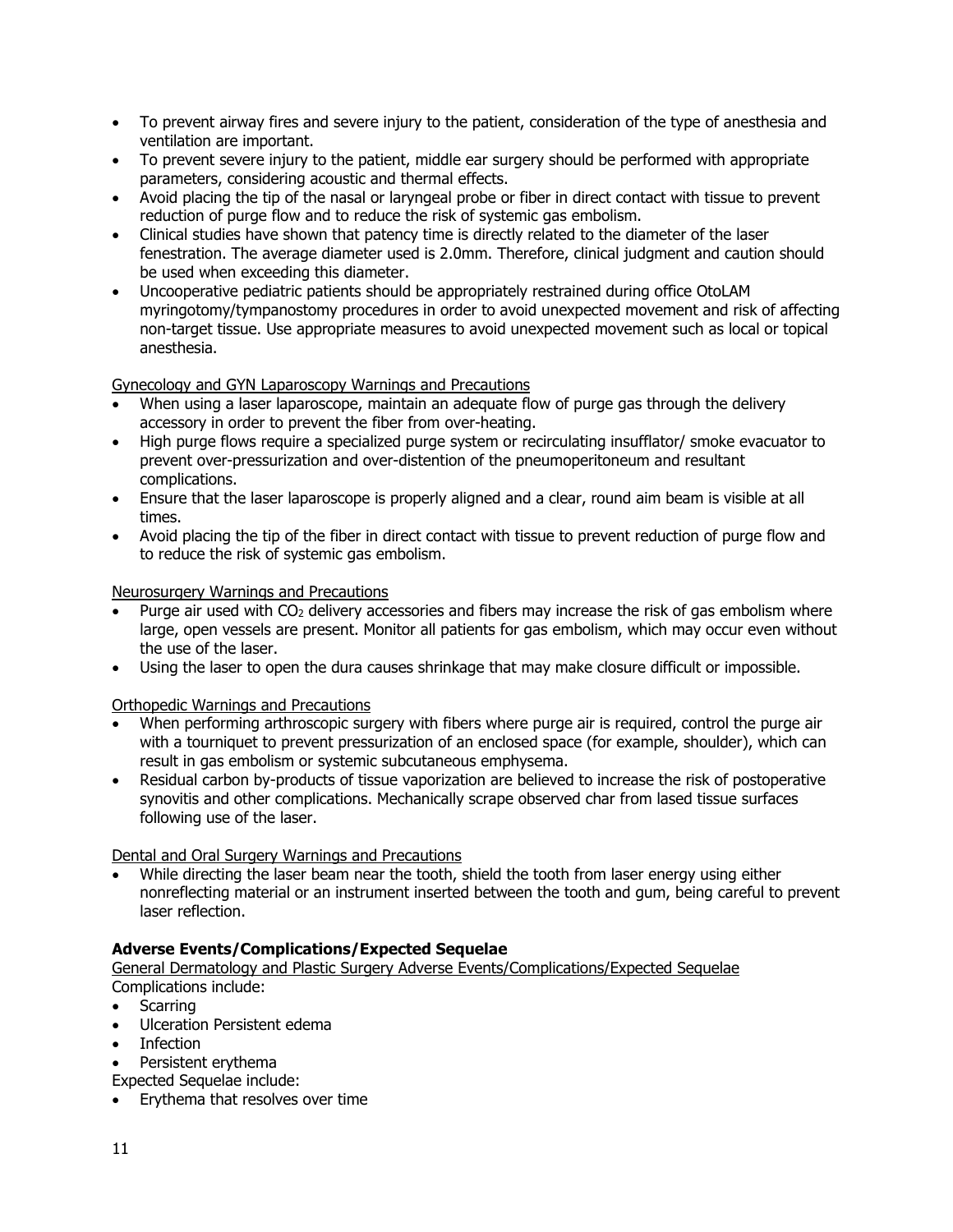- To prevent airway fires and severe injury to the patient, consideration of the type of anesthesia and ventilation are important.
- To prevent severe injury to the patient, middle ear surgery should be performed with appropriate parameters, considering acoustic and thermal effects.
- Avoid placing the tip of the nasal or laryngeal probe or fiber in direct contact with tissue to prevent reduction of purge flow and to reduce the risk of systemic gas embolism.
- Clinical studies have shown that patency time is directly related to the diameter of the laser fenestration. The average diameter used is 2.0mm. Therefore, clinical judgment and caution should be used when exceeding this diameter.
- Uncooperative pediatric patients should be appropriately restrained during office OtoLAM myringotomy/tympanostomy procedures in order to avoid unexpected movement and risk of affecting non-target tissue. Use appropriate measures to avoid unexpected movement such as local or topical anesthesia.

Gynecology and GYN Laparoscopy Warnings and Precautions

- When using a laser laparoscope, maintain an adequate flow of purge gas through the delivery accessory in order to prevent the fiber from over-heating.
- High purge flows require a specialized purge system or recirculating insufflator/ smoke evacuator to prevent over-pressurization and over-distention of the pneumoperitoneum and resultant complications.
- Ensure that the laser laparoscope is properly aligned and a clear, round aim beam is visible at all times.
- Avoid placing the tip of the fiber in direct contact with tissue to prevent reduction of purge flow and to reduce the risk of systemic gas embolism.

Neurosurgery Warnings and Precautions

- Purge air used with $CO_2$ delivery accessories and fibers may increase the risk of gas embolism where large, open vessels are present. Monitor all patients for gas embolism, which may occur even without the use of the laser.
- Using the laser to open the dura causes shrinkage that may make closure difficult or impossible.

Orthopedic Warnings and Precautions

- When performing arthroscopic surgery with fibers where purge air is required, control the purge air with a tourniquet to prevent pressurization of an enclosed space (for example, shoulder), which can result in gas embolism or systemic subcutaneous emphysema.
- Residual carbon by-products of tissue vaporization are believed to increase the risk of postoperative synovitis and other complications. Mechanically scrape observed char from lased tissue surfaces following use of the laser.

Dental and Oral Surgery Warnings and Precautions

- While directing the laser beam near the tooth, shield the tooth from laser energy using either nonreflecting material or an instrument inserted between the tooth and gum, being careful to prevent laser reflection.

**Adverse Events/Complications/Expected Sequelae**

General Dermatology and Plastic Surgery Adverse Events/Complications/Expected Sequelae

Complications include:

- Scarring
- Ulceration Persistent edema
- Infection
- Persistent erythema

Expected Sequelae include:

- Erythema that resolves over time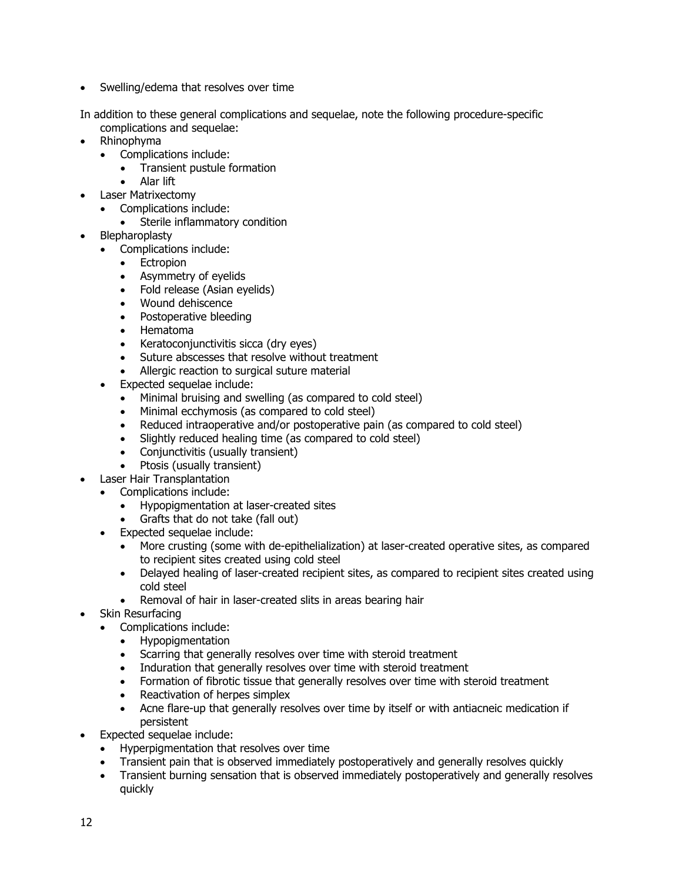- Swelling/edema that resolves over time

In addition to these general complications and sequelae, note the following procedure-specific complications and sequelae:

- Rhinophyma
  - Complications include:
    - Transient pustule formation
    - Alar lift
- Laser Matrixectomy
  - Complications include:
    - Sterile inflammatory condition
- Blepharoplasty
  - Complications include:
    - Ectropion
    - Asymmetry of eyelids
    - Fold release (Asian eyelids)
    - Wound dehiscence
    - Postoperative bleeding
    - Hematoma
    - Keratoconjunctivitis sicca (dry eyes)
    - Suture abscesses that resolve without treatment
    - Allergic reaction to surgical suture material
  - Expected sequelae include:
    - Minimal bruising and swelling (as compared to cold steel)
    - Minimal ecchymosis (as compared to cold steel)
    - Reduced intraoperative and/or postoperative pain (as compared to cold steel)
    - Slightly reduced healing time (as compared to cold steel)
    - Conjunctivitis (usually transient)
    - Ptosis (usually transient)
- Laser Hair Transplantation
  - Complications include:
    - Hypopigmentation at laser-created sites
    - Grafts that do not take (fall out)
  - Expected sequelae include:
    - More crusting (some with de-epithelialization) at laser-created operative sites, as compared to recipient sites created using cold steel
    - Delayed healing of laser-created recipient sites, as compared to recipient sites created using cold steel
    - Removal of hair in laser-created slits in areas bearing hair
- Skin Resurfacing
  - Complications include:
    - Hypopigmentation
    - Scarring that generally resolves over time with steroid treatment
    - Induration that generally resolves over time with steroid treatment
    - Formation of fibrotic tissue that generally resolves over time with steroid treatment
    - Reactivation of herpes simplex
    - Acne flare-up that generally resolves over time by itself or with antiacneic medication if persistent
- Expected sequelae include:
  - Hyperpigmentation that resolves over time
  - Transient pain that is observed immediately postoperatively and generally resolves quickly
  - Transient burning sensation that is observed immediately postoperatively and generally resolves quickly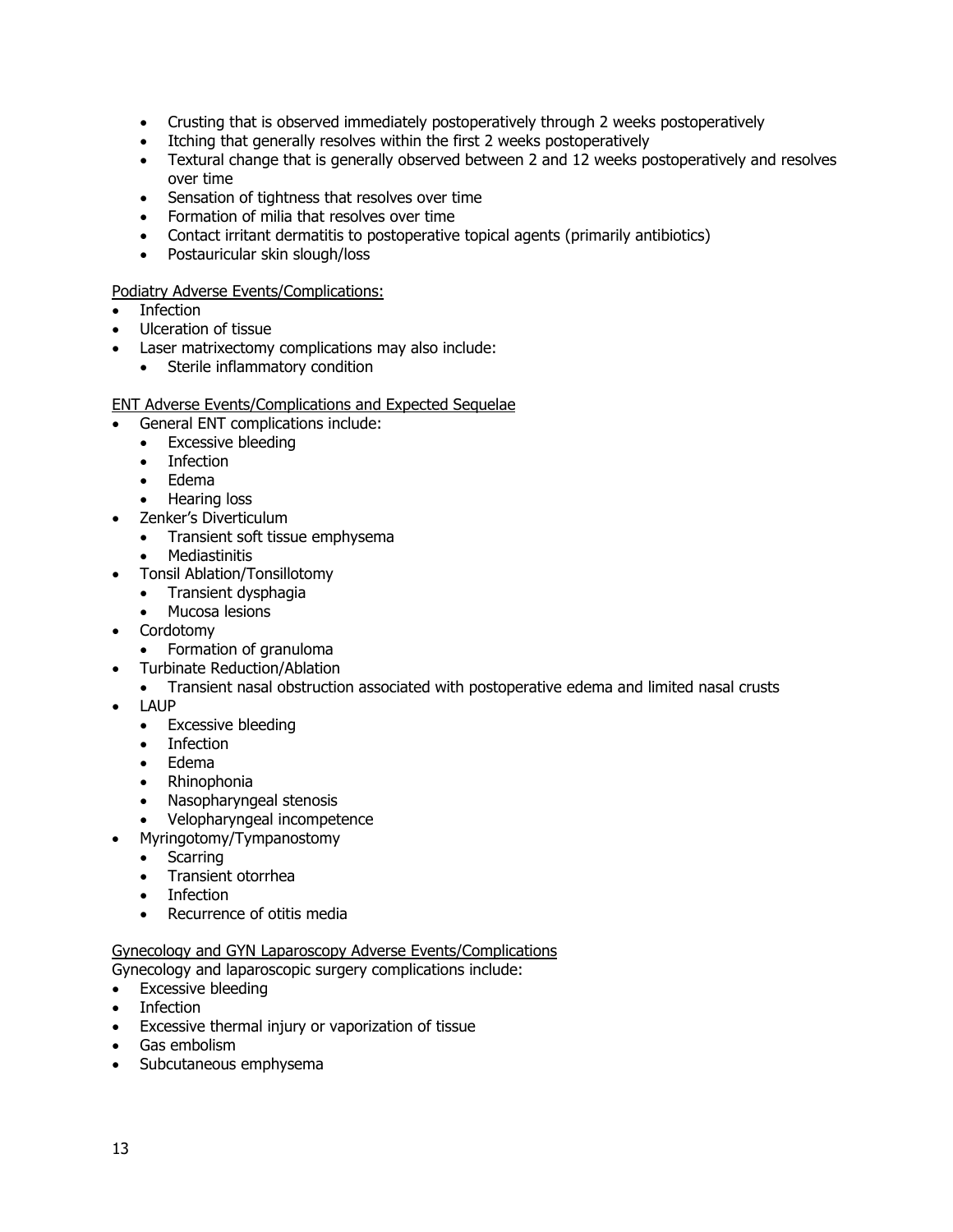- Crusting that is observed immediately postoperatively through 2 weeks postoperatively
- Itching that generally resolves within the first 2 weeks postoperatively
- Textural change that is generally observed between 2 and 12 weeks postoperatively and resolves over time
- Sensation of tightness that resolves over time
- Formation of milia that resolves over time
- Contact irritant dermatitis to postoperative topical agents (primarily antibiotics)
- Postauricular skin slough/loss

Podiatry Adverse Events/Complications:

- Infection
- Ulceration of tissue
- Laser matrixectomy complications may also include:
  - Sterile inflammatory condition

ENT Adverse Events/Complications and Expected Sequelae

- General ENT complications include:
  - Excessive bleeding
  - Infection
  - Edema
  - Hearing loss
- Zenker's Diverticulum
  - Transient soft tissue emphysema
  - Mediastinitis
- Tonsil Ablation/Tonsillotomy
  - Transient dysphagia
  - Mucosa lesions
- Cordotomy
  - Formation of granuloma
- Turbinate Reduction/Ablation
  - Transient nasal obstruction associated with postoperative edema and limited nasal crusts
- LAUP
  - Excessive bleeding
  - Infection
  - Edema
  - Rhinophonia
  - Nasopharyngeal stenosis
  - Velopharyngeal incompetence
- Myringotomy/Tympanostomy
  - Scarring
  - Transient otorrhea
  - Infection
  - Recurrence of otitis media

Gynecology and GYN Laparoscopy Adverse Events/Complications

Gynecology and laparoscopic surgery complications include:

- Excessive bleeding
- Infection
- Excessive thermal injury or vaporization of tissue
- Gas embolism
- Subcutaneous emphysema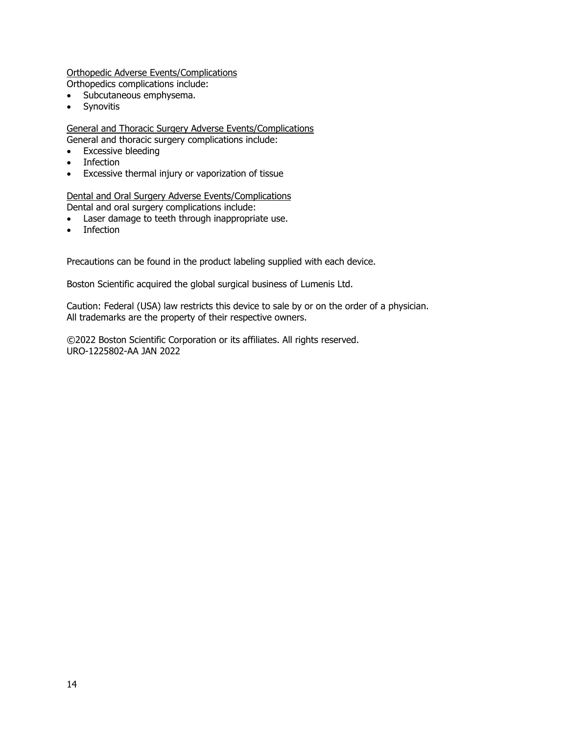<u>Orthopedic Adverse Events/Complications</u>
Orthopedics complications include:

- Subcutaneous emphysema.
- Synovitis

<u>General and Thoracic Surgery Adverse Events/Complications</u>
General and thoracic surgery complications include:

- Excessive bleeding
- Infection
- Excessive thermal injury or vaporization of tissue

<u>Dental and Oral Surgery Adverse Events/Complications</u>
Dental and oral surgery complications include:

- Laser damage to teeth through inappropriate use.
- Infection

Precautions can be found in the product labeling supplied with each device.

Boston Scientific acquired the global surgical business of Lumenis Ltd.

Caution: Federal (USA) law restricts this device to sale by or on the order of a physician.
All trademarks are the property of their respective owners.

©2022 Boston Scientific Corporation or its affiliates. All rights reserved.
URO-1225802-AA JAN 2022